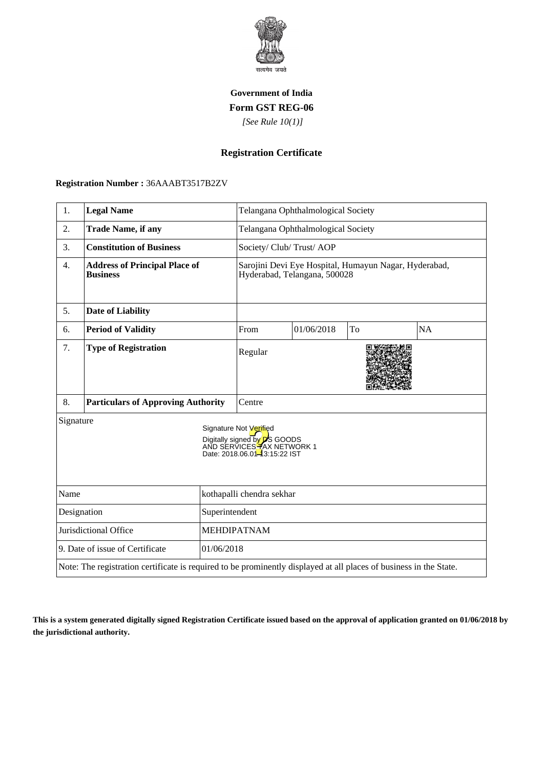सत्यमेव जयते

**Government of India**

**Form GST REG-06**

*[See Rule 10(1)]*

## Registration Certificate

**Registration Number :** 36AAABT3517B2ZV

| | | | | | |
|---|---|---|---|---|---|
| 1. | **Legal Name** | Telangana Ophthalmological Society | | | |
| 2. | **Trade Name, if any** | Telangana Ophthalmological Society | | | |
| 3. | **Constitution of Business** | Society/ Club/ Trust/ AOP | | | |
| 4. | **Address of Principal Place of Business** | Sarojini Devi Eye Hospital, Humayun Nagar, Hyderabad, Hyderabad, Telangana, 500028 | | | |
| 5. | **Date of Liability** | | | | |
| 6. | **Period of Validity** | From | 01/06/2018 | To | NA |
| 7. | **Type of Registration** | Regular | | | |
| 8. | **Particulars of Approving Authority** | Centre | | | |

Signature

Signature Not Verified
Digitally signed by DS GOODS AND SERVICES TAX NETWORK 1
Date: 2018.06.01 13:15:22 IST

| | |
|---|---|
| Name | kothapalli chendra sekhar |
| Designation | Superintendent |
| Jurisdictional Office | MEHDIPATNAM |
| 9. Date of issue of Certificate | 01/06/2018 |

Note: The registration certificate is required to be prominently displayed at all places of business in the State.

**This is a system generated digitally signed Registration Certificate issued based on the approval of application granted on 01/06/2018 by the jurisdictional authority.**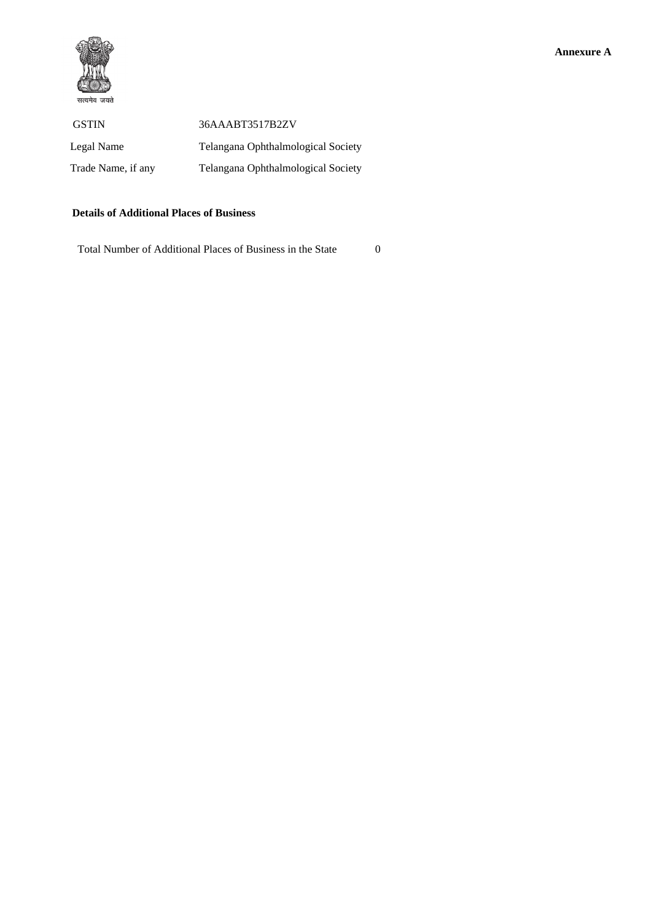**Annexure A**

सत्यमेव जयते

| | |
|---|---|
| GSTIN | 36AAABT3517B2ZV |
| Legal Name | Telangana Ophthalmological Society |
| Trade Name, if any | Telangana Ophthalmological Society |

**Details of Additional Places of Business**

Total Number of Additional Places of Business in the State 0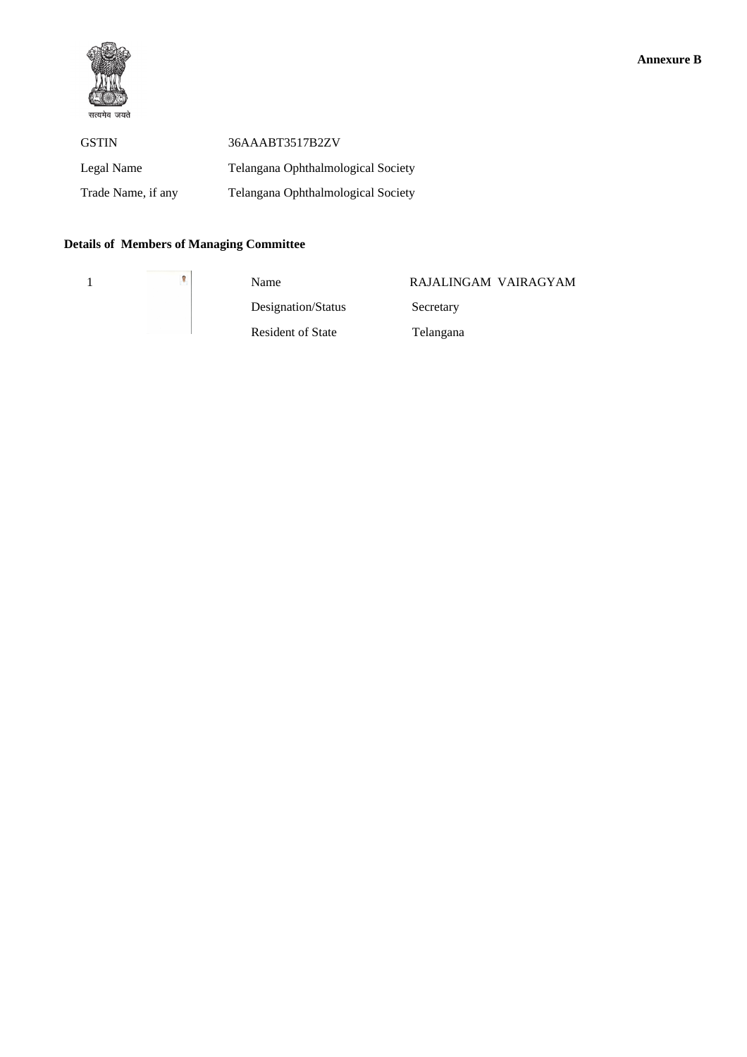**Annexure B**

सत्यमेव जयते

| | |
|---|---|
| GSTIN | 36AAABT3517B2ZV |
| Legal Name | Telangana Ophthalmological Society |
| Trade Name, if any | Telangana Ophthalmological Society |

**Details of Members of Managing Committee**

| | | |
|---|---|---|
| 1 | Name | RAJALINGAM VAIRAGYAM |
| | Designation/Status | Secretary |
| | Resident of State | Telangana |